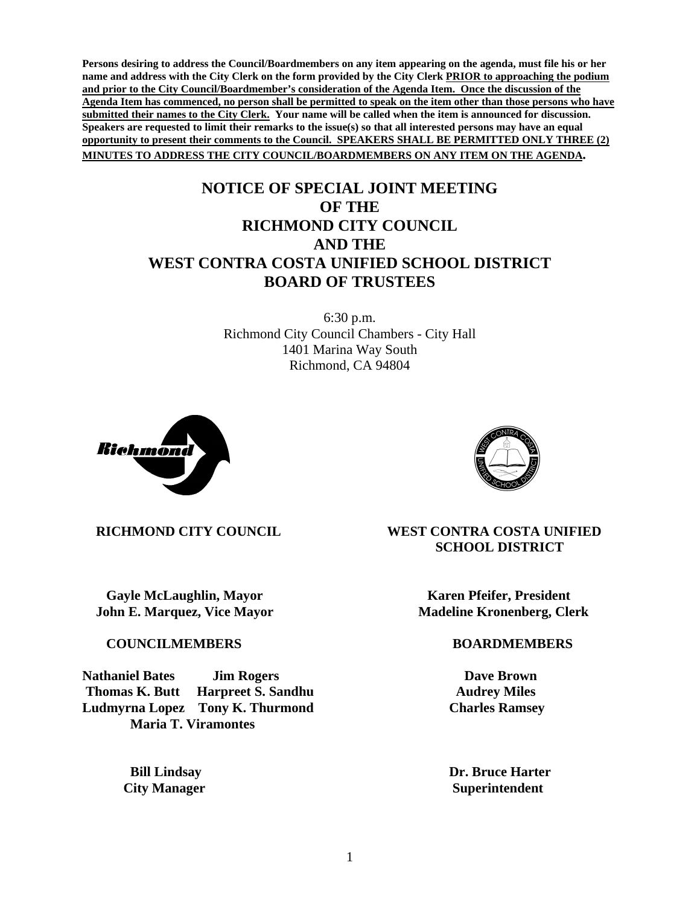**Persons desiring to address the Council/Boardmembers on any item appearing on the agenda, must file his or her name and address with the City Clerk on the form provided by the City Clerk PRIOR to approaching the podium and prior to the City Council/Boardmember's consideration of the Agenda Item. Once the discussion of the Agenda Item has commenced, no person shall be permitted to speak on the item other than those persons who have submitted their names to the City Clerk. Your name will be called when the item is announced for discussion. Speakers are requested to limit their remarks to the issue(s) so that all interested persons may have an equal opportunity to present their comments to the Council. SPEAKERS SHALL BE PERMITTED ONLY THREE (2) MINUTES TO ADDRESS THE CITY COUNCIL/BOARDMEMBERS ON ANY ITEM ON THE AGENDA.**

# NOTICE OF SPECIAL JOINT MEETING OF THE RICHMOND CITY COUNCIL AND THE WEST CONTRA COSTA UNIFIED SCHOOL DISTRICT BOARD OF TRUSTEES

6:30 p.m.
Richmond City Council Chambers - City Hall
1401 Marina Way South
Richmond, CA 94804

**RICHMOND CITY COUNCIL**

**Gayle McLaughlin, Mayor**
**John E. Marquez, Vice Mayor**

**COUNCILMEMBERS**

**Nathaniel Bates**
**Jim Rogers**
**Thomas K. Butt**
**Harpreet S. Sandhu**
**Ludmyrna Lopez**
**Tony K. Thurmond**
**Maria T. Viramontes**

**Bill Lindsay**
**City Manager**

**WEST CONTRA COSTA UNIFIED SCHOOL DISTRICT**

**Karen Pfeifer, President**
**Madeline Kronenberg, Clerk**

**BOARDMEMBERS**

**Dave Brown**
**Audrey Miles**
**Charles Ramsey**

**Dr. Bruce Harter**
**Superintendent**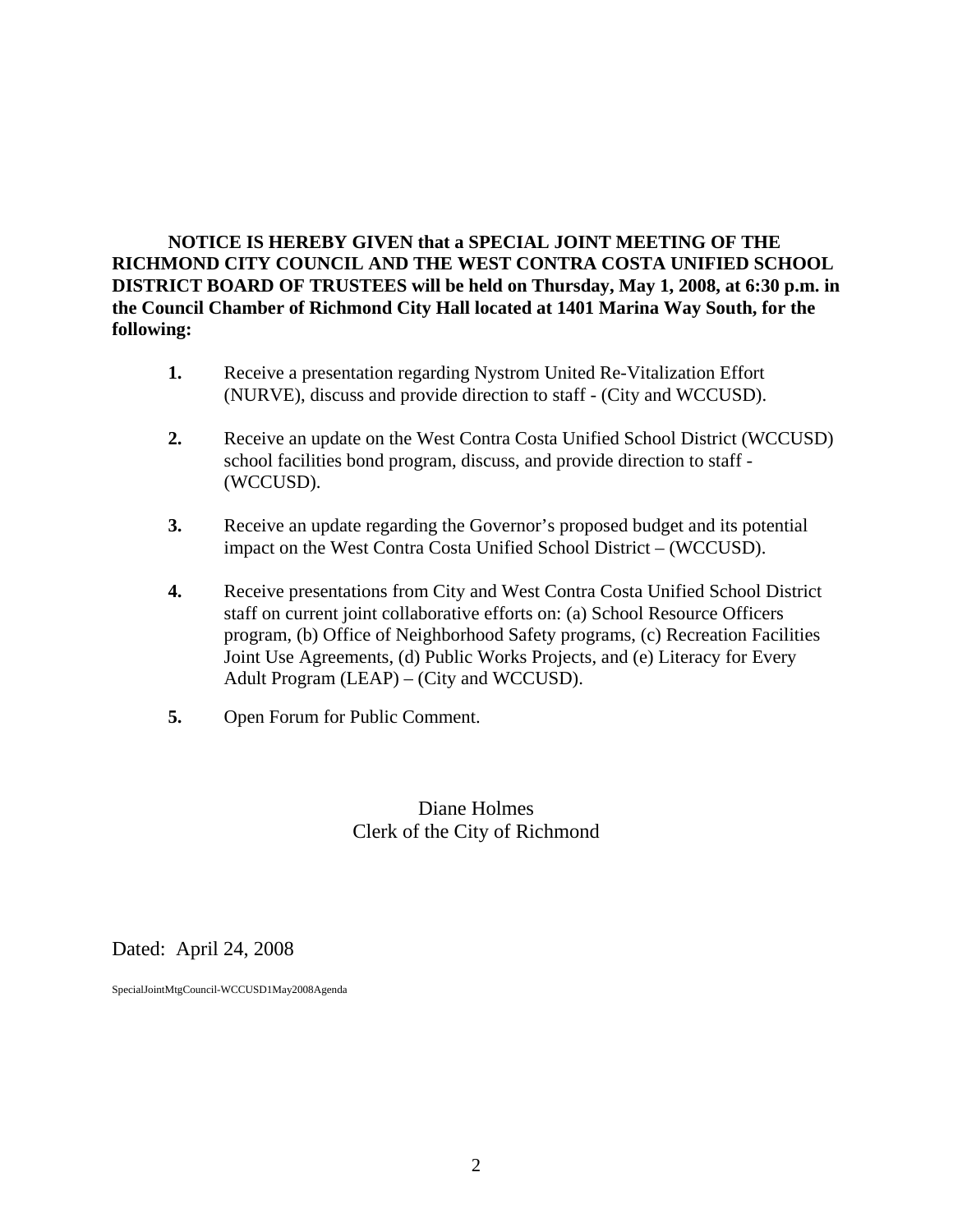**NOTICE IS HEREBY GIVEN that a SPECIAL JOINT MEETING OF THE RICHMOND CITY COUNCIL AND THE WEST CONTRA COSTA UNIFIED SCHOOL DISTRICT BOARD OF TRUSTEES will be held on Thursday, May 1, 2008, at 6:30 p.m. in the Council Chamber of Richmond City Hall located at 1401 Marina Way South, for the following:**

**1.** Receive a presentation regarding Nystrom United Re-Vitalization Effort (NURVE), discuss and provide direction to staff - (City and WCCUSD).

**2.** Receive an update on the West Contra Costa Unified School District (WCCUSD) school facilities bond program, discuss, and provide direction to staff - (WCCUSD).

**3.** Receive an update regarding the Governor's proposed budget and its potential impact on the West Contra Costa Unified School District – (WCCUSD).

**4.** Receive presentations from City and West Contra Costa Unified School District staff on current joint collaborative efforts on: (a) School Resource Officers program, (b) Office of Neighborhood Safety programs, (c) Recreation Facilities Joint Use Agreements, (d) Public Works Projects, and (e) Literacy for Every Adult Program (LEAP) – (City and WCCUSD).

**5.** Open Forum for Public Comment.

Diane Holmes
Clerk of the City of Richmond

Dated: April 24, 2008

SpecialJointMtgCouncil-WCCUSD1May2008Agenda